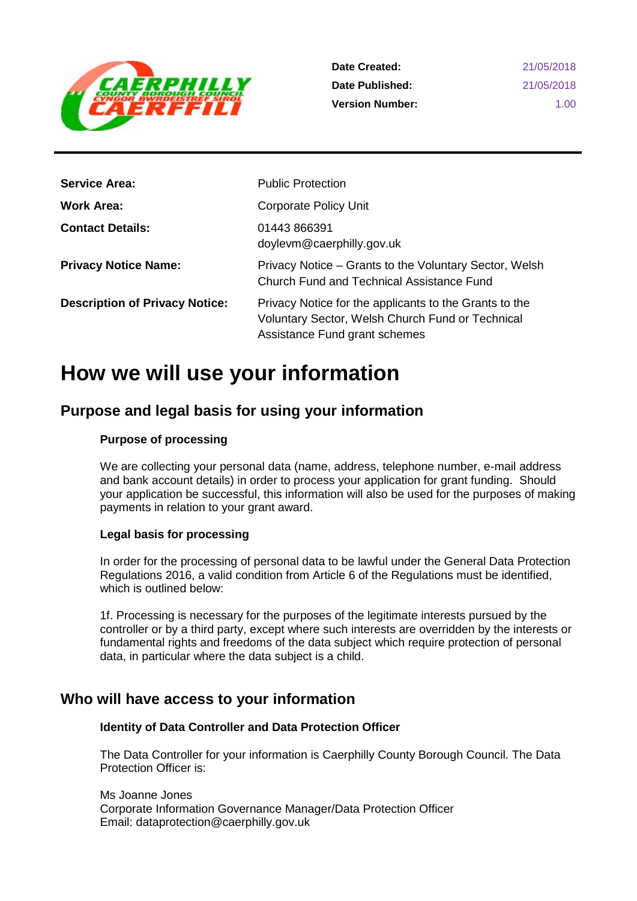| | |
|---|---|
| **Date Created:** | 21/05/2018 |
| **Date Published:** | 21/05/2018 |
| **Version Number:** | 1.00 |

| | |
|---|---|
| **Service Area:** | Public Protection |
| **Work Area:** | Corporate Policy Unit |
| **Contact Details:** | 01443 866391<br>doylevm@caerphilly.gov.uk |
| **Privacy Notice Name:** | Privacy Notice – Grants to the Voluntary Sector, Welsh Church Fund and Technical Assistance Fund |
| **Description of Privacy Notice:** | Privacy Notice for the applicants to the Grants to the Voluntary Sector, Welsh Church Fund or Technical Assistance Fund grant schemes |

# How we will use your information

## Purpose and legal basis for using your information

### Purpose of processing

We are collecting your personal data (name, address, telephone number, e-mail address and bank account details) in order to process your application for grant funding. Should your application be successful, this information will also be used for the purposes of making payments in relation to your grant award.

### Legal basis for processing

In order for the processing of personal data to be lawful under the General Data Protection Regulations 2016, a valid condition from Article 6 of the Regulations must be identified, which is outlined below:

1f. Processing is necessary for the purposes of the legitimate interests pursued by the controller or by a third party, except where such interests are overridden by the interests or fundamental rights and freedoms of the data subject which require protection of personal data, in particular where the data subject is a child.

## Who will have access to your information

### Identity of Data Controller and Data Protection Officer

The Data Controller for your information is Caerphilly County Borough Council. The Data Protection Officer is:

Ms Joanne Jones
Corporate Information Governance Manager/Data Protection Officer
Email: dataprotection@caerphilly.gov.uk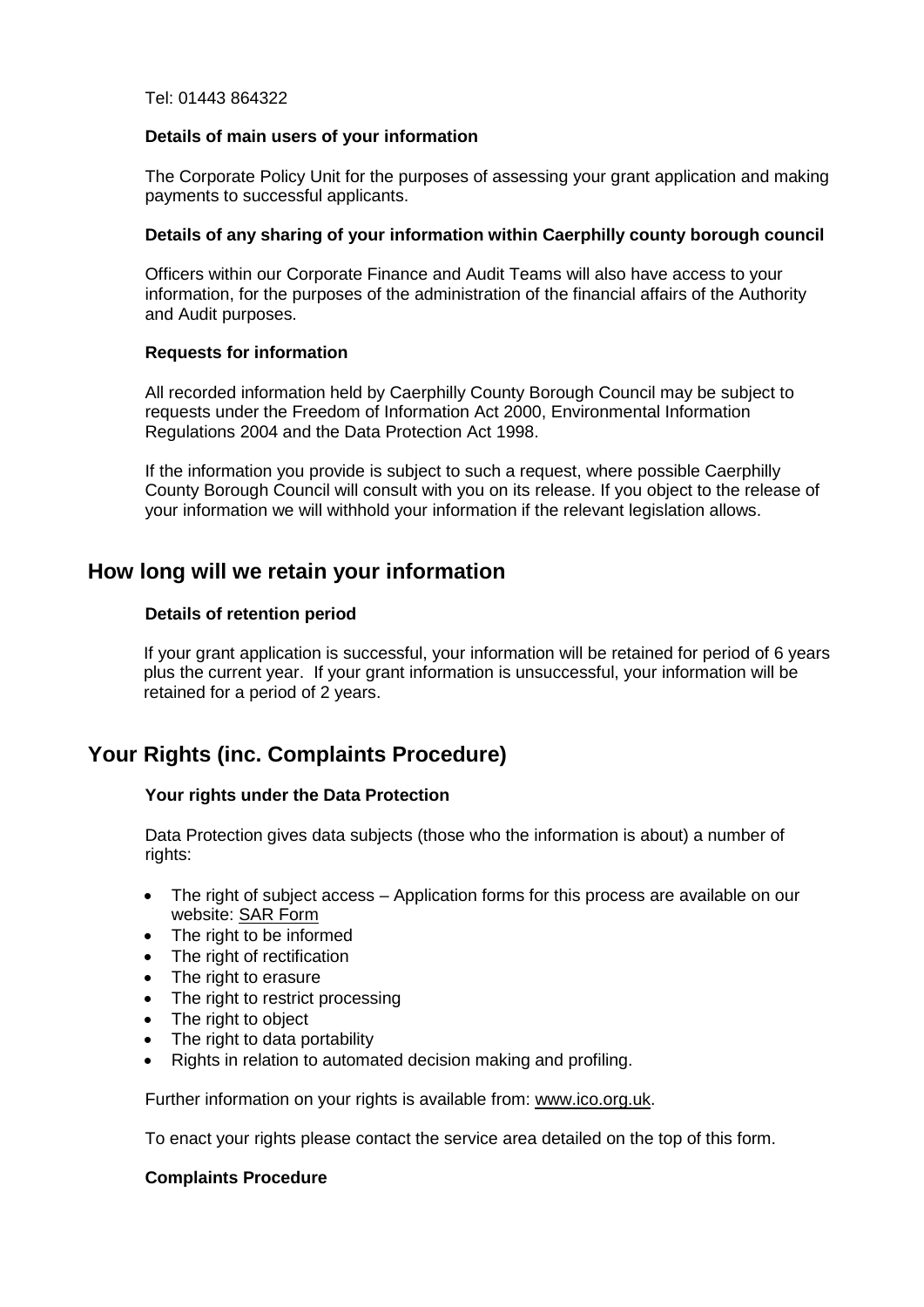Tel: 01443 864322

**Details of main users of your information**

The Corporate Policy Unit for the purposes of assessing your grant application and making payments to successful applicants.

**Details of any sharing of your information within Caerphilly county borough council**

Officers within our Corporate Finance and Audit Teams will also have access to your information, for the purposes of the administration of the financial affairs of the Authority and Audit purposes.

**Requests for information**

All recorded information held by Caerphilly County Borough Council may be subject to requests under the Freedom of Information Act 2000, Environmental Information Regulations 2004 and the Data Protection Act 1998.

If the information you provide is subject to such a request, where possible Caerphilly County Borough Council will consult with you on its release. If you object to the release of your information we will withhold your information if the relevant legislation allows.

## How long will we retain your information

**Details of retention period**

If your grant application is successful, your information will be retained for period of 6 years plus the current year. If your grant information is unsuccessful, your information will be retained for a period of 2 years.

## Your Rights (inc. Complaints Procedure)

**Your rights under the Data Protection**

Data Protection gives data subjects (those who the information is about) a number of rights:

- The right of subject access – Application forms for this process are available on our website: SAR Form
- The right to be informed
- The right of rectification
- The right to erasure
- The right to restrict processing
- The right to object
- The right to data portability
- Rights in relation to automated decision making and profiling.

Further information on your rights is available from: www.ico.org.uk.

To enact your rights please contact the service area detailed on the top of this form.

**Complaints Procedure**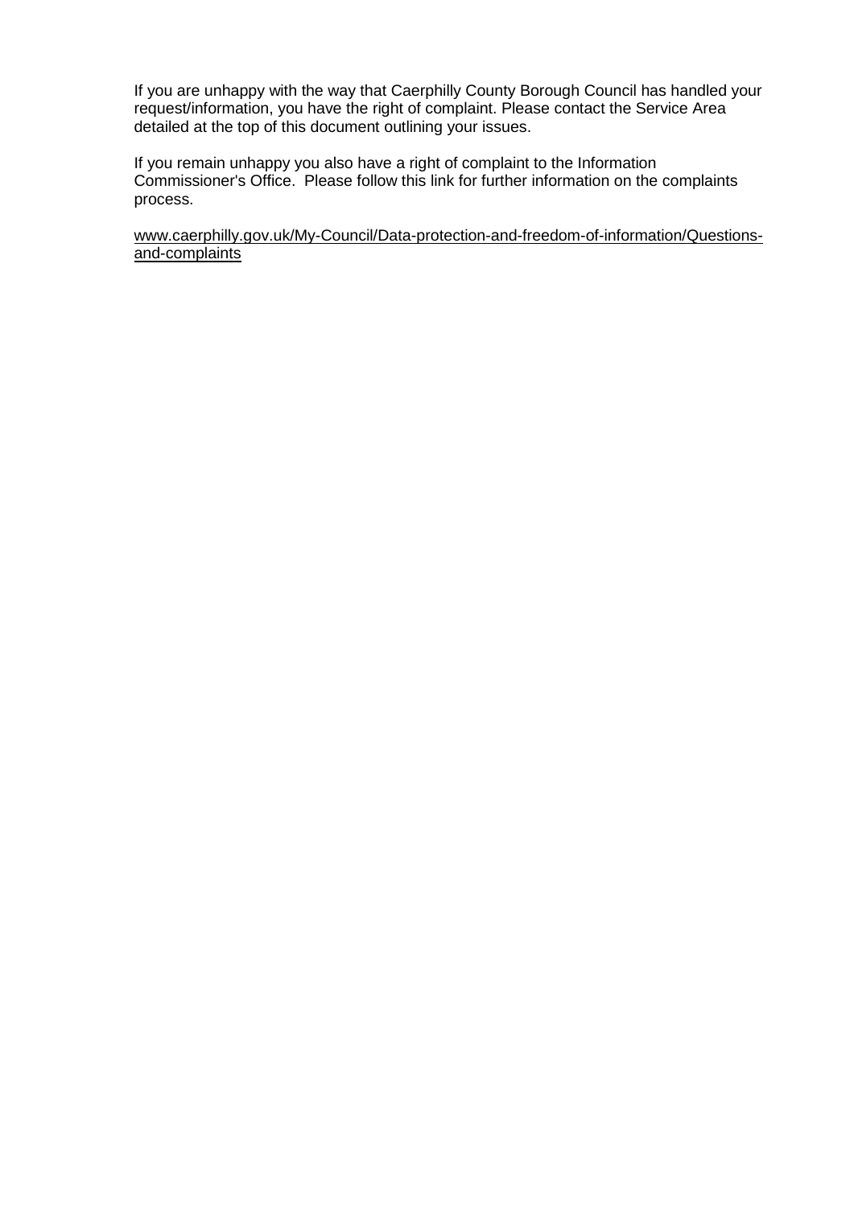If you are unhappy with the way that Caerphilly County Borough Council has handled your request/information, you have the right of complaint. Please contact the Service Area detailed at the top of this document outlining your issues.

If you remain unhappy you also have a right of complaint to the Information Commissioner's Office. Please follow this link for further information on the complaints process.

www.caerphilly.gov.uk/My-Council/Data-protection-and-freedom-of-information/Questions-and-complaints